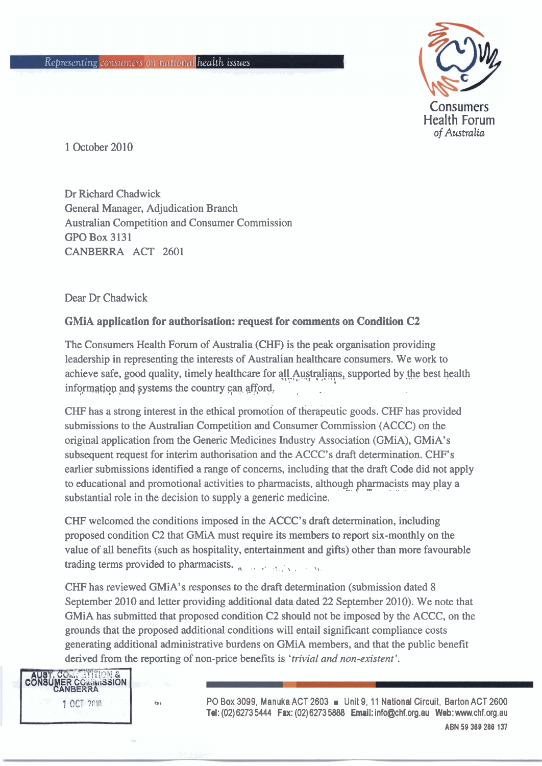Representing consumers on national health issues

Consumers Health Forum *of Australia*

1 October 2010

Dr Richard Chadwick
General Manager, Adjudication Branch
Australian Competition and Consumer Commission
GPO Box 3131
CANBERRA ACT 2601

Dear Dr Chadwick

**GMiA application for authorisation: request for comments on Condition C2**

The Consumers Health Forum of Australia (CHF) is the peak organisation providing leadership in representing the interests of Australian healthcare consumers. We work to achieve safe, good quality, timely healthcare for all Australians, supported by the best health information and systems the country can afford.

CHF has a strong interest in the ethical promotion of therapeutic goods. CHF has provided submissions to the Australian Competition and Consumer Commission (ACCC) on the original application from the Generic Medicines Industry Association (GMiA), GMiA's subsequent request for interim authorisation and the ACCC's draft determination. CHF's earlier submissions identified a range of concerns, including that the draft Code did not apply to educational and promotional activities to pharmacists, although pharmacists may play a substantial role in the decision to supply a generic medicine.

CHF welcomed the conditions imposed in the ACCC's draft determination, including proposed condition C2 that GMiA must require its members to report six-monthly on the value of all benefits (such as hospitality, entertainment and gifts) other than more favourable trading terms provided to pharmacists.

CHF has reviewed GMiA's responses to the draft determination (submission dated 8 September 2010 and letter providing additional data dated 22 September 2010). We note that GMiA has submitted that proposed condition C2 should not be imposed by the ACCC, on the grounds that the proposed additional conditions will entail significant compliance costs generating additional administrative burdens on GMiA members, and that the public benefit derived from the reporting of non-price benefits is *'trivial and non-existent'*.

AUST. COMPETITION & CONSUMER COMMISSION CANBERRA
1 OCT 2010

PO Box 3099, Manuka ACT 2603 ■ Unit 9, 11 National Circuit, Barton ACT 2600
**Tel:** (02) 6273 5444 **Fax:** (02) 6273 5888 **Email:** info@chf.org.au **Web:** www.chf.org.au
**ABN 59 369 286 137**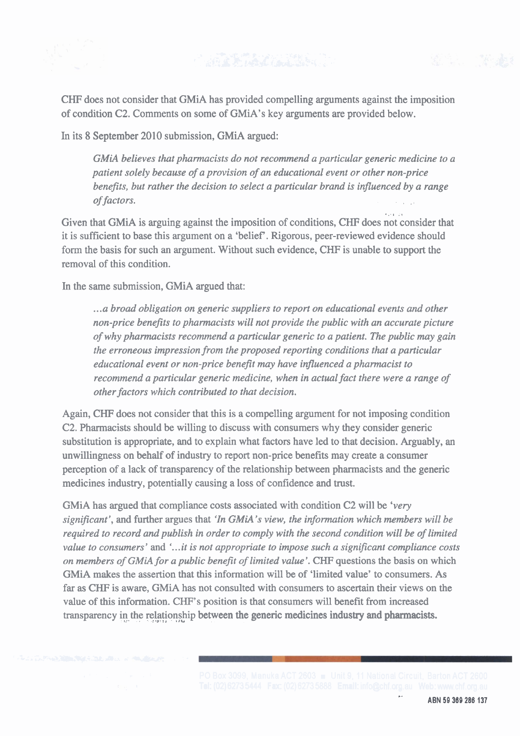CHF does not consider that GMiA has provided compelling arguments against the imposition of condition C2. Comments on some of GMiA's key arguments are provided below.

In its 8 September 2010 submission, GMiA argued:

> *GMiA believes that pharmacists do not recommend a particular generic medicine to a patient solely because of a provision of an educational event or other non-price benefits, but rather the decision to select a particular brand is influenced by a range of factors.*

Given that GMiA is arguing against the imposition of conditions, CHF does not consider that it is sufficient to base this argument on a 'belief'. Rigorous, peer-reviewed evidence should form the basis for such an argument. Without such evidence, CHF is unable to support the removal of this condition.

In the same submission, GMiA argued that:

> *...a broad obligation on generic suppliers to report on educational events and other non-price benefits to pharmacists will not provide the public with an accurate picture of why pharmacists recommend a particular generic to a patient. The public may gain the erroneous impression from the proposed reporting conditions that a particular educational event or non-price benefit may have influenced a pharmacist to recommend a particular generic medicine, when in actual fact there were a range of other factors which contributed to that decision.*

Again, CHF does not consider that this is a compelling argument for not imposing condition C2. Pharmacists should be willing to discuss with consumers why they consider generic substitution is appropriate, and to explain what factors have led to that decision. Arguably, an unwillingness on behalf of industry to report non-price benefits may create a consumer perception of a lack of transparency of the relationship between pharmacists and the generic medicines industry, potentially causing a loss of confidence and trust.

GMiA has argued that compliance costs associated with condition C2 will be *'very significant'*, and further argues that *'In GMiA's view, the information which members will be required to record and publish in order to comply with the second condition will be of limited value to consumers'* and *'...it is not appropriate to impose such a significant compliance costs on members of GMiA for a public benefit of limited value'*. CHF questions the basis on which GMiA makes the assertion that this information will be of 'limited value' to consumers. As far as CHF is aware, GMiA has not consulted with consumers to ascertain their views on the value of this information. CHF's position is that consumers will benefit from increased transparency in the relationship between the generic medicines industry and pharmacists.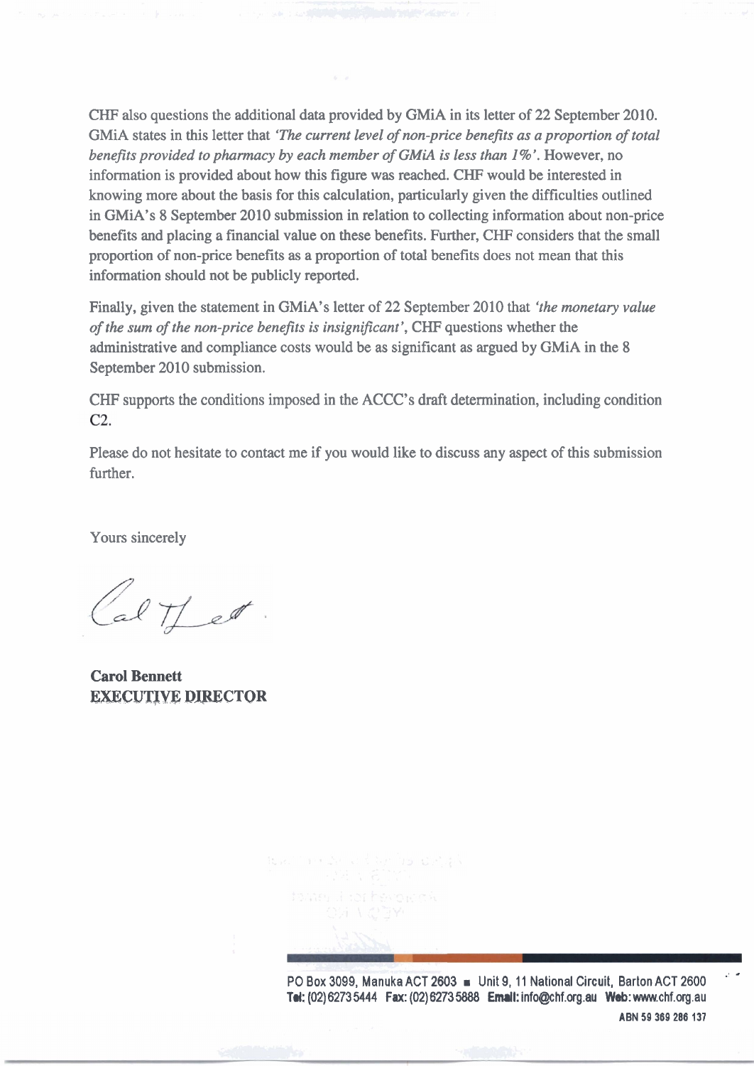CHF also questions the additional data provided by GMiA in its letter of 22 September 2010. GMiA states in this letter that *'The current level of non-price benefits as a proportion of total benefits provided to pharmacy by each member of GMiA is less than 1%'*. However, no information is provided about how this figure was reached. CHF would be interested in knowing more about the basis for this calculation, particularly given the difficulties outlined in GMiA's 8 September 2010 submission in relation to collecting information about non-price benefits and placing a financial value on these benefits. Further, CHF considers that the small proportion of non-price benefits as a proportion of total benefits does not mean that this information should not be publicly reported.

Finally, given the statement in GMiA's letter of 22 September 2010 that *'the monetary value of the sum of the non-price benefits is insignificant'*, CHF questions whether the administrative and compliance costs would be as significant as argued by GMiA in the 8 September 2010 submission.

CHF supports the conditions imposed in the ACCC's draft determination, including condition C2.

Please do not hesitate to contact me if you would like to discuss any aspect of this submission further.

Yours sincerely

**Carol Bennett**
**EXECUTIVE DIRECTOR**

PO Box 3099, Manuka ACT 2603 ■ Unit 9, 11 National Circuit, Barton ACT 2600
**Tel:** (02) 6273 5444 **Fax:** (02) 6273 5888 **Email:** info@chf.org.au **Web:** www.chf.org.au
ABN 59 369 286 137